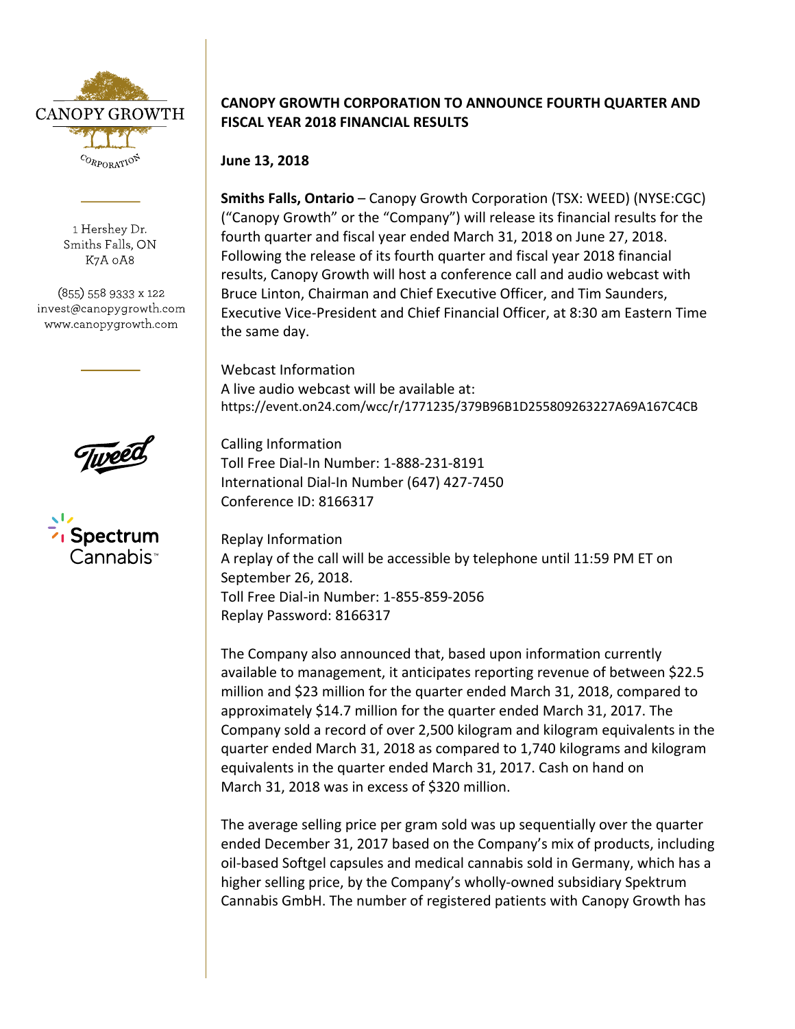CANOPY GROWTH

CORPORATION

1 Hershey Dr.
Smiths Falls, ON
K7A 0A8

(855) 558 9333 x 122
invest@canopygrowth.com
www.canopygrowth.com

# CANOPY GROWTH CORPORATION TO ANNOUNCE FOURTH QUARTER AND FISCAL YEAR 2018 FINANCIAL RESULTS

**June 13, 2018**

**Smiths Falls, Ontario** – Canopy Growth Corporation (TSX: WEED) (NYSE:CGC) ("Canopy Growth" or the "Company") will release its financial results for the fourth quarter and fiscal year ended March 31, 2018 on June 27, 2018. Following the release of its fourth quarter and fiscal year 2018 financial results, Canopy Growth will host a conference call and audio webcast with Bruce Linton, Chairman and Chief Executive Officer, and Tim Saunders, Executive Vice-President and Chief Financial Officer, at 8:30 am Eastern Time the same day.

Webcast Information
A live audio webcast will be available at:
https://event.on24.com/wcc/r/1771235/379B96B1D255809263227A69A167C4CB

Calling Information
Toll Free Dial-In Number: 1-888-231-8191
International Dial-In Number (647) 427-7450
Conference ID: 8166317

Replay Information
A replay of the call will be accessible by telephone until 11:59 PM ET on September 26, 2018.
Toll Free Dial-in Number: 1-855-859-2056
Replay Password: 8166317

The Company also announced that, based upon information currently available to management, it anticipates reporting revenue of between $22.5 million and $23 million for the quarter ended March 31, 2018, compared to approximately $14.7 million for the quarter ended March 31, 2017. The Company sold a record of over 2,500 kilogram and kilogram equivalents in the quarter ended March 31, 2018 as compared to 1,740 kilograms and kilogram equivalents in the quarter ended March 31, 2017. Cash on hand on March 31, 2018 was in excess of $320 million.

The average selling price per gram sold was up sequentially over the quarter ended December 31, 2017 based on the Company's mix of products, including oil-based Softgel capsules and medical cannabis sold in Germany, which has a higher selling price, by the Company's wholly-owned subsidiary Spektrum Cannabis GmbH. The number of registered patients with Canopy Growth has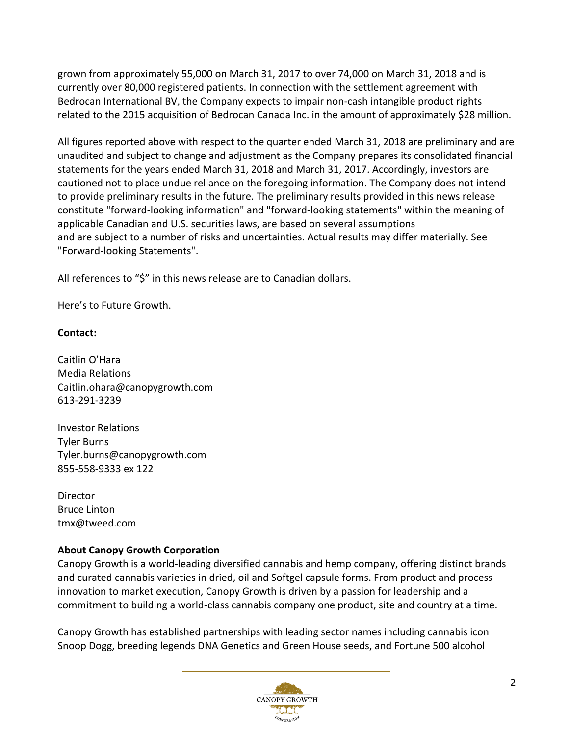grown from approximately 55,000 on March 31, 2017 to over 74,000 on March 31, 2018 and is currently over 80,000 registered patients. In connection with the settlement agreement with Bedrocan International BV, the Company expects to impair non-cash intangible product rights related to the 2015 acquisition of Bedrocan Canada Inc. in the amount of approximately $28 million.

All figures reported above with respect to the quarter ended March 31, 2018 are preliminary and are unaudited and subject to change and adjustment as the Company prepares its consolidated financial statements for the years ended March 31, 2018 and March 31, 2017. Accordingly, investors are cautioned not to place undue reliance on the foregoing information. The Company does not intend to provide preliminary results in the future. The preliminary results provided in this news release constitute "forward-looking information" and "forward-looking statements" within the meaning of applicable Canadian and U.S. securities laws, are based on several assumptions and are subject to a number of risks and uncertainties. Actual results may differ materially. See "Forward-looking Statements".

All references to "$" in this news release are to Canadian dollars.

Here's to Future Growth.

**Contact:**

Caitlin O'Hara
Media Relations
Caitlin.ohara@canopygrowth.com
613-291-3239

Investor Relations
Tyler Burns
Tyler.burns@canopygrowth.com
855-558-9333 ex 122

Director
Bruce Linton
tmx@tweed.com

**About Canopy Growth Corporation**

Canopy Growth is a world-leading diversified cannabis and hemp company, offering distinct brands and curated cannabis varieties in dried, oil and Softgel capsule forms. From product and process innovation to market execution, Canopy Growth is driven by a passion for leadership and a commitment to building a world-class cannabis company one product, site and country at a time.

Canopy Growth has established partnerships with leading sector names including cannabis icon Snoop Dogg, breeding legends DNA Genetics and Green House seeds, and Fortune 500 alcohol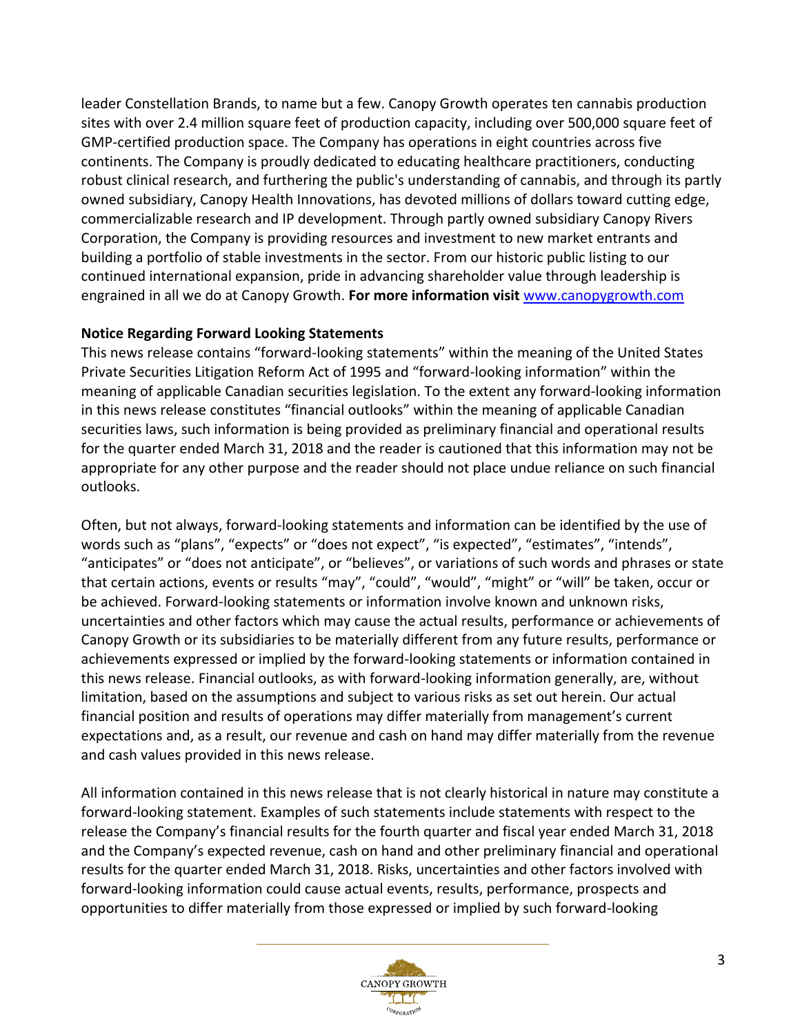leader Constellation Brands, to name but a few. Canopy Growth operates ten cannabis production sites with over 2.4 million square feet of production capacity, including over 500,000 square feet of GMP-certified production space. The Company has operations in eight countries across five continents. The Company is proudly dedicated to educating healthcare practitioners, conducting robust clinical research, and furthering the public's understanding of cannabis, and through its partly owned subsidiary, Canopy Health Innovations, has devoted millions of dollars toward cutting edge, commercializable research and IP development. Through partly owned subsidiary Canopy Rivers Corporation, the Company is providing resources and investment to new market entrants and building a portfolio of stable investments in the sector. From our historic public listing to our continued international expansion, pride in advancing shareholder value through leadership is engrained in all we do at Canopy Growth. **For more information visit** www.canopygrowth.com

**Notice Regarding Forward Looking Statements**

This news release contains "forward-looking statements" within the meaning of the United States Private Securities Litigation Reform Act of 1995 and "forward-looking information" within the meaning of applicable Canadian securities legislation. To the extent any forward-looking information in this news release constitutes "financial outlooks" within the meaning of applicable Canadian securities laws, such information is being provided as preliminary financial and operational results for the quarter ended March 31, 2018 and the reader is cautioned that this information may not be appropriate for any other purpose and the reader should not place undue reliance on such financial outlooks.

Often, but not always, forward-looking statements and information can be identified by the use of words such as "plans", "expects" or "does not expect", "is expected", "estimates", "intends", "anticipates" or "does not anticipate", or "believes", or variations of such words and phrases or state that certain actions, events or results "may", "could", "would", "might" or "will" be taken, occur or be achieved. Forward-looking statements or information involve known and unknown risks, uncertainties and other factors which may cause the actual results, performance or achievements of Canopy Growth or its subsidiaries to be materially different from any future results, performance or achievements expressed or implied by the forward-looking statements or information contained in this news release. Financial outlooks, as with forward-looking information generally, are, without limitation, based on the assumptions and subject to various risks as set out herein. Our actual financial position and results of operations may differ materially from management's current expectations and, as a result, our revenue and cash on hand may differ materially from the revenue and cash values provided in this news release.

All information contained in this news release that is not clearly historical in nature may constitute a forward-looking statement. Examples of such statements include statements with respect to the release the Company's financial results for the fourth quarter and fiscal year ended March 31, 2018 and the Company's expected revenue, cash on hand and other preliminary financial and operational results for the quarter ended March 31, 2018. Risks, uncertainties and other factors involved with forward-looking information could cause actual events, results, performance, prospects and opportunities to differ materially from those expressed or implied by such forward-looking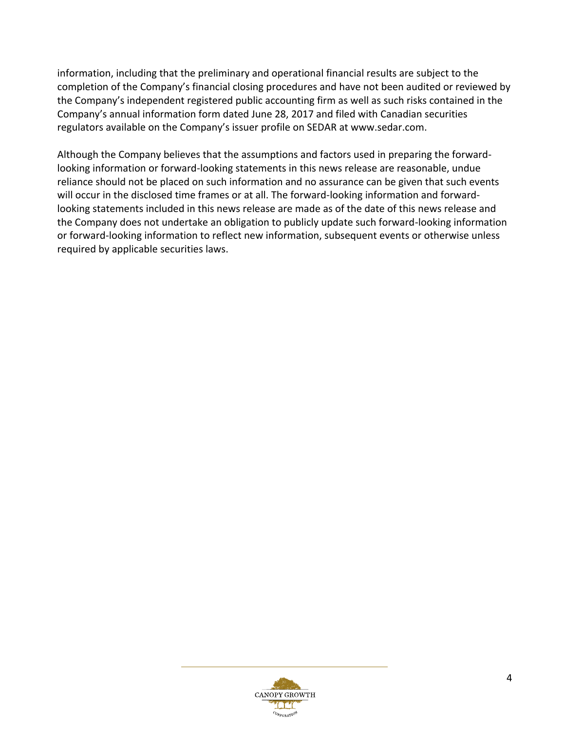information, including that the preliminary and operational financial results are subject to the completion of the Company's financial closing procedures and have not been audited or reviewed by the Company's independent registered public accounting firm as well as such risks contained in the Company's annual information form dated June 28, 2017 and filed with Canadian securities regulators available on the Company's issuer profile on SEDAR at www.sedar.com.

Although the Company believes that the assumptions and factors used in preparing the forward-looking information or forward-looking statements in this news release are reasonable, undue reliance should not be placed on such information and no assurance can be given that such events will occur in the disclosed time frames or at all. The forward-looking information and forward-looking statements included in this news release are made as of the date of this news release and the Company does not undertake an obligation to publicly update such forward-looking information or forward-looking information to reflect new information, subsequent events or otherwise unless required by applicable securities laws.